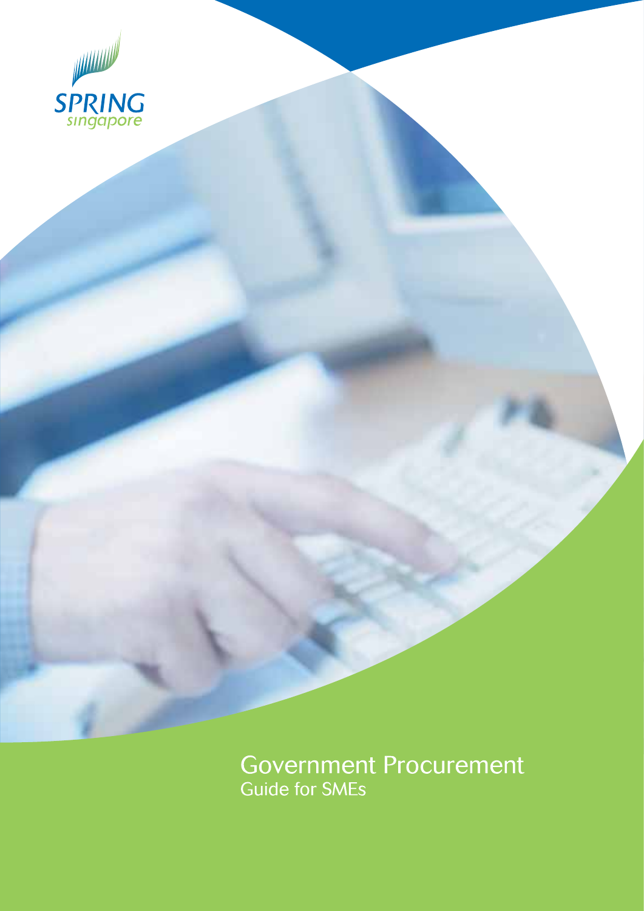SPRING Singapore

# Government Procurement

## Guide for SMEs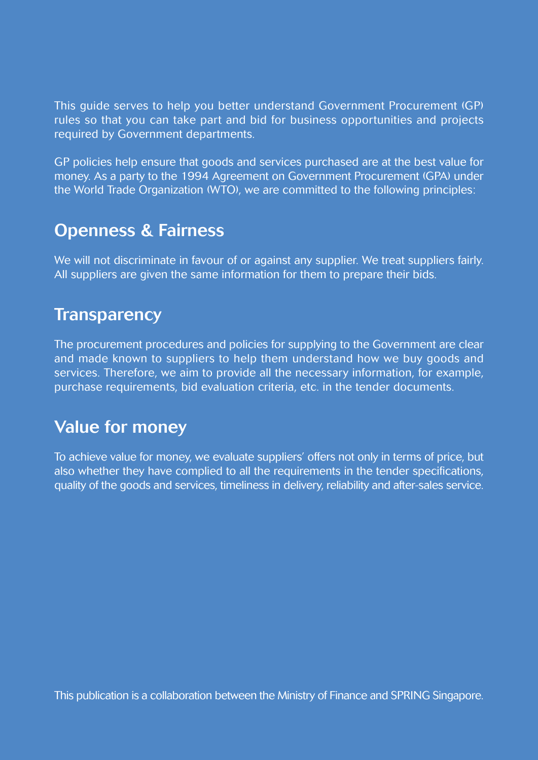This guide serves to help you better understand Government Procurement (GP) rules so that you can take part and bid for business opportunities and projects required by Government departments.

GP policies help ensure that goods and services purchased are at the best value for money. As a party to the 1994 Agreement on Government Procurement (GPA) under the World Trade Organization (WTO), we are committed to the following principles:

## Openness & Fairness

We will not discriminate in favour of or against any supplier. We treat suppliers fairly. All suppliers are given the same information for them to prepare their bids.

## Transparency

The procurement procedures and policies for supplying to the Government are clear and made known to suppliers to help them understand how we buy goods and services. Therefore, we aim to provide all the necessary information, for example, purchase requirements, bid evaluation criteria, etc. in the tender documents.

## Value for money

To achieve value for money, we evaluate suppliers' offers not only in terms of price, but also whether they have complied to all the requirements in the tender specifications, quality of the goods and services, timeliness in delivery, reliability and after-sales service.

This publication is a collaboration between the Ministry of Finance and SPRING Singapore.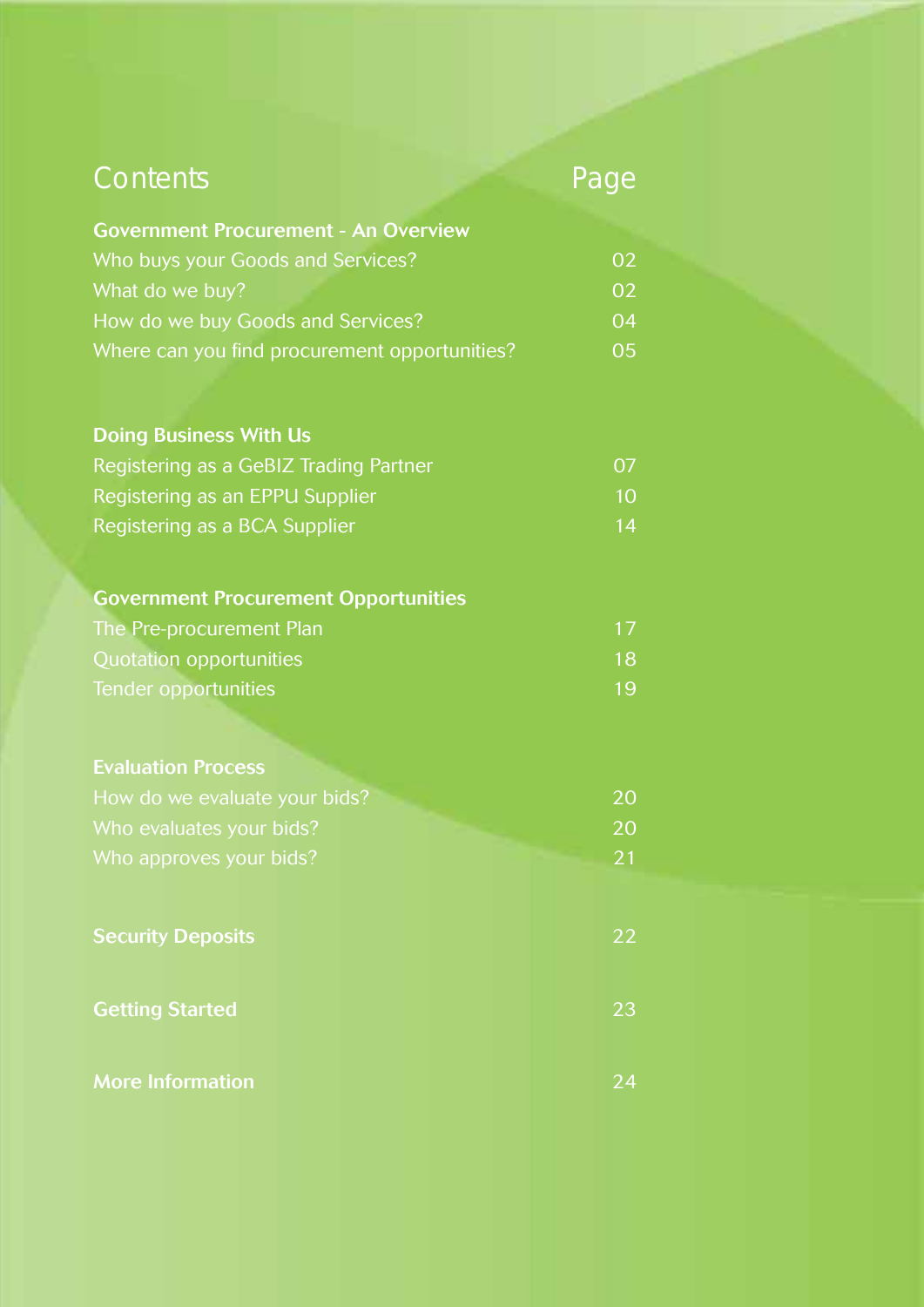# Contents

| Contents | Page |
|---|---|
| **Government Procurement - An Overview** | |
| Who buys your Goods and Services? | 02 |
| What do we buy? | 02 |
| How do we buy Goods and Services? | 04 |
| Where can you find procurement opportunities? | 05 |
| **Doing Business With Us** | |
| Registering as a GeBIZ Trading Partner | 07 |
| Registering as an EPPU Supplier | 10 |
| Registering as a BCA Supplier | 14 |
| **Government Procurement Opportunities** | |
| The Pre-procurement Plan | 17 |
| Quotation opportunities | 18 |
| Tender opportunities | 19 |
| **Evaluation Process** | |
| How do we evaluate your bids? | 20 |
| Who evaluates your bids? | 20 |
| Who approves your bids? | 21 |
| **Security Deposits** | 22 |
| **Getting Started** | 23 |
| **More Information** | 24 |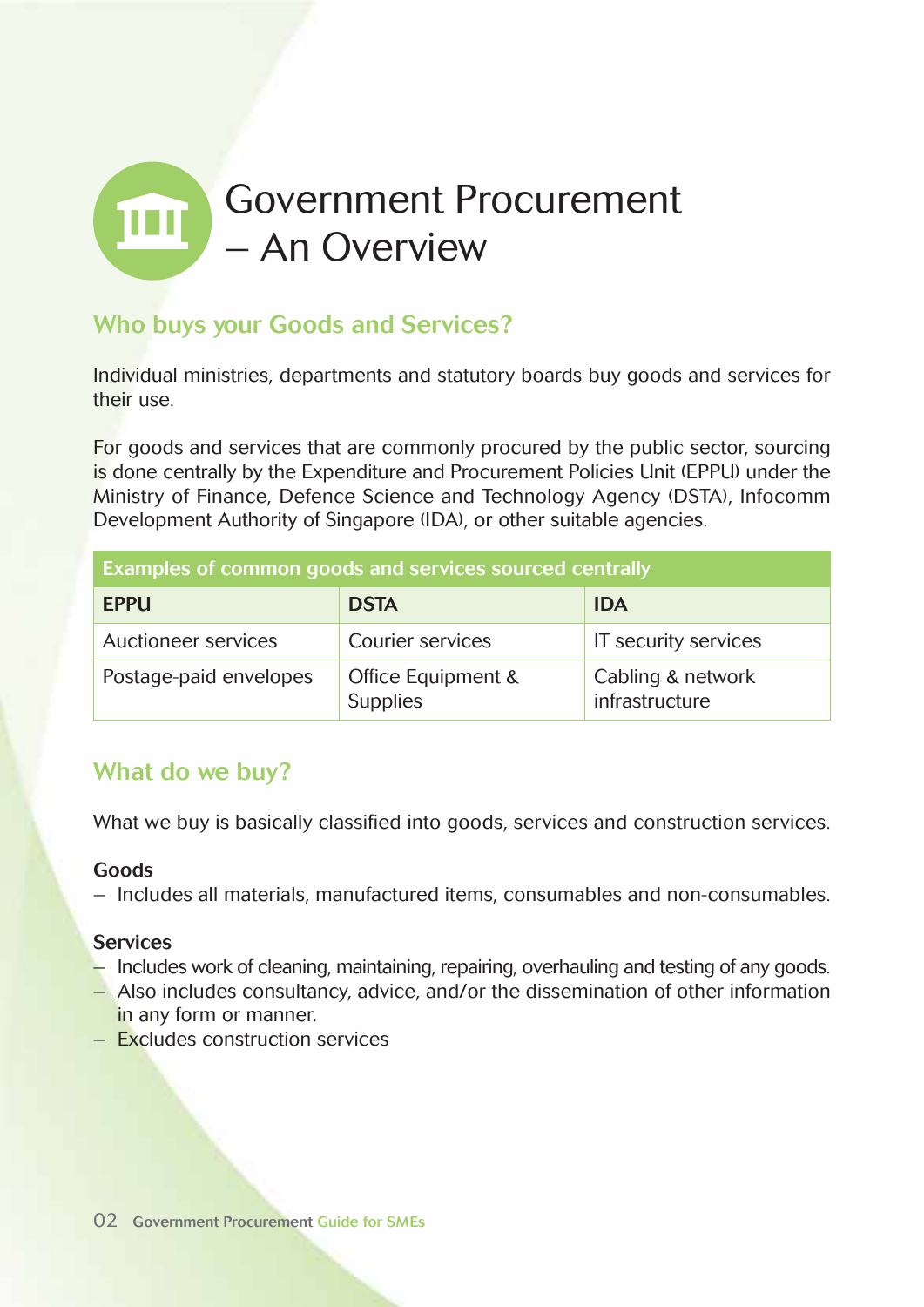# Government Procurement – An Overview

## Who buys your Goods and Services?

Individual ministries, departments and statutory boards buy goods and services for their use.

For goods and services that are commonly procured by the public sector, sourcing is done centrally by the Expenditure and Procurement Policies Unit (EPPU) under the Ministry of Finance, Defence Science and Technology Agency (DSTA), Infocomm Development Authority of Singapore (IDA), or other suitable agencies.

| Examples of common goods and services sourced centrally | | |
|---|---|---|
| **EPPU** | **DSTA** | **IDA** |
| Auctioneer services | Courier services | IT security services |
| Postage-paid envelopes | Office Equipment & Supplies | Cabling & network infrastructure |

## What do we buy?

What we buy is basically classified into goods, services and construction services.

**Goods**

- Includes all materials, manufactured items, consumables and non-consumables.

**Services**

- Includes work of cleaning, maintaining, repairing, overhauling and testing of any goods.
- Also includes consultancy, advice, and/or the dissemination of other information in any form or manner.
- Excludes construction services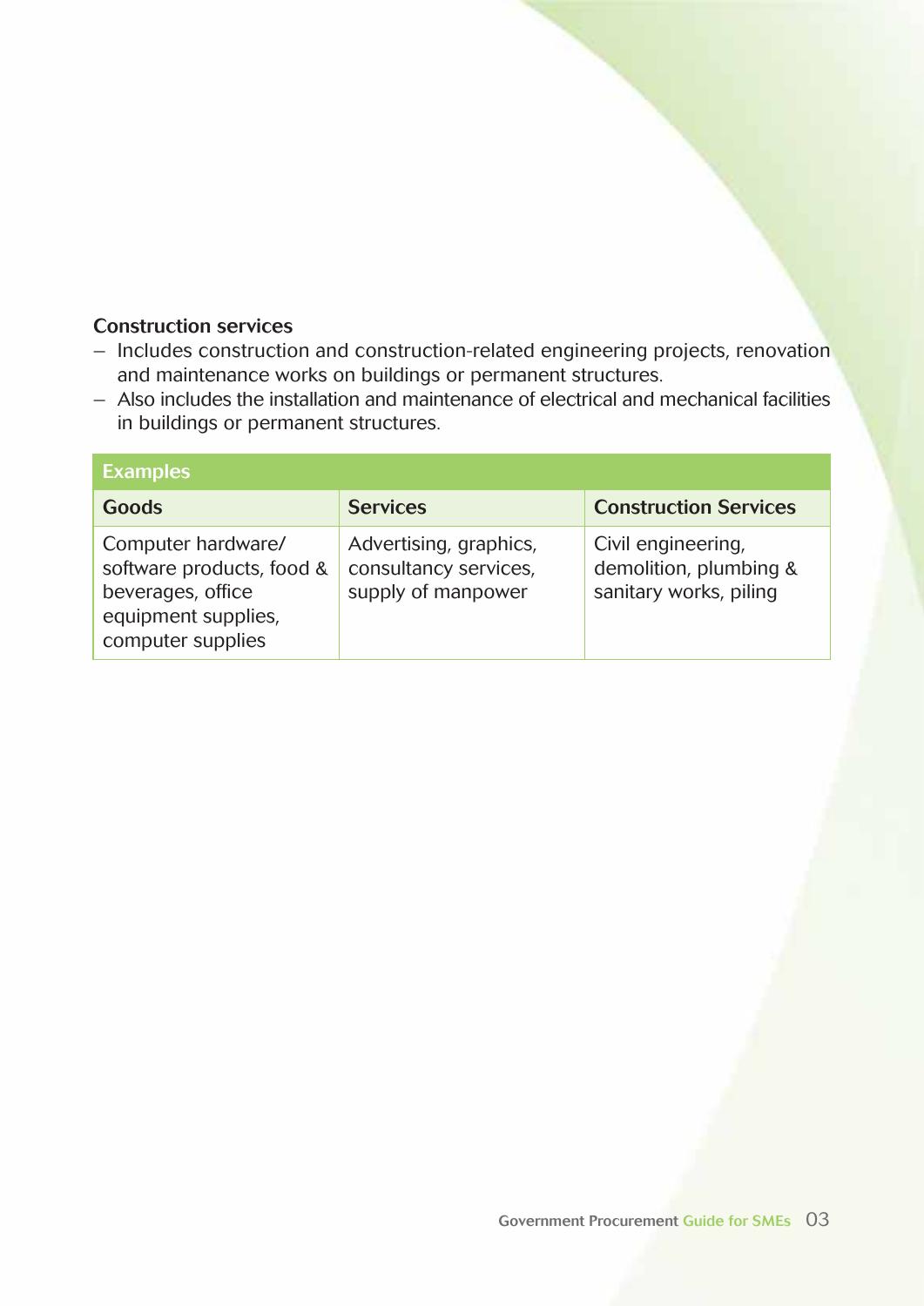### Construction services

- Includes construction and construction-related engineering projects, renovation and maintenance works on buildings or permanent structures.
- Also includes the installation and maintenance of electrical and mechanical facilities in buildings or permanent structures.

| Examples | | |
|---|---|---|
| **Goods** | **Services** | **Construction Services** |
| Computer hardware/ software products, food & beverages, office equipment supplies, computer supplies | Advertising, graphics, consultancy services, supply of manpower | Civil engineering, demolition, plumbing & sanitary works, piling |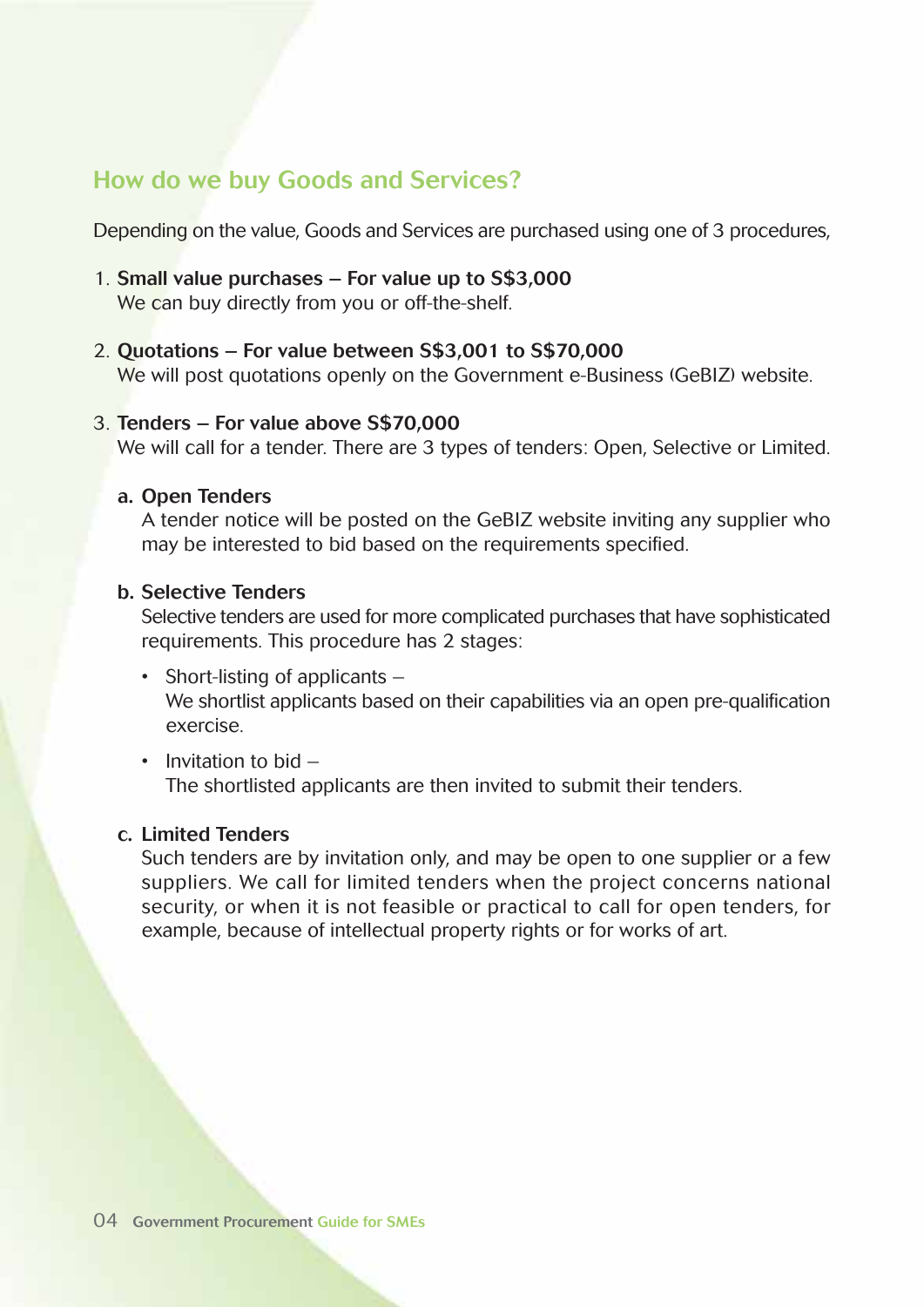## How do we buy Goods and Services?

Depending on the value, Goods and Services are purchased using one of 3 procedures,

1. **Small value purchases – For value up to S$3,000**
   We can buy directly from you or off-the-shelf.

2. **Quotations – For value between S$3,001 to S$70,000**
   We will post quotations openly on the Government e-Business (GeBIZ) website.

3. **Tenders – For value above S$70,000**
   We will call for a tender. There are 3 types of tenders: Open, Selective or Limited.

   **a. Open Tenders**
   A tender notice will be posted on the GeBIZ website inviting any supplier who may be interested to bid based on the requirements specified.

   **b. Selective Tenders**
   Selective tenders are used for more complicated purchases that have sophisticated requirements. This procedure has 2 stages:

   - Short-listing of applicants –
     We shortlist applicants based on their capabilities via an open pre-qualification exercise.
   - Invitation to bid –
     The shortlisted applicants are then invited to submit their tenders.

   **c. Limited Tenders**
   Such tenders are by invitation only, and may be open to one supplier or a few suppliers. We call for limited tenders when the project concerns national security, or when it is not feasible or practical to call for open tenders, for example, because of intellectual property rights or for works of art.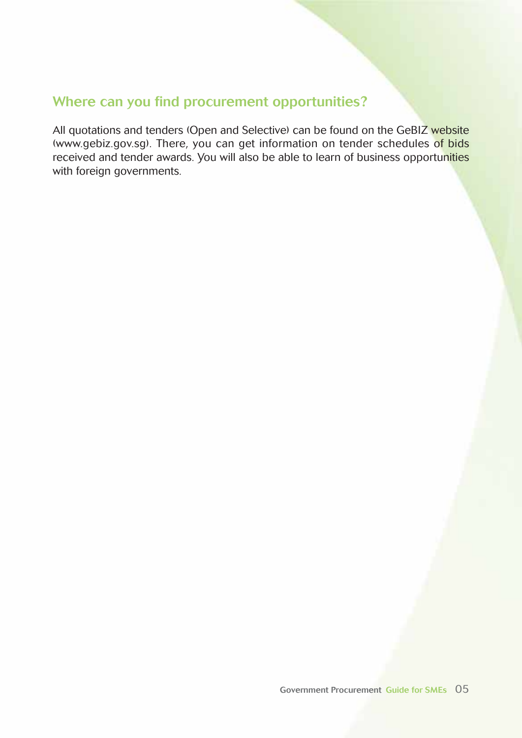## Where can you find procurement opportunities?

All quotations and tenders (Open and Selective) can be found on the GeBIZ website (www.gebiz.gov.sg). There, you can get information on tender schedules of bids received and tender awards. You will also be able to learn of business opportunities with foreign governments.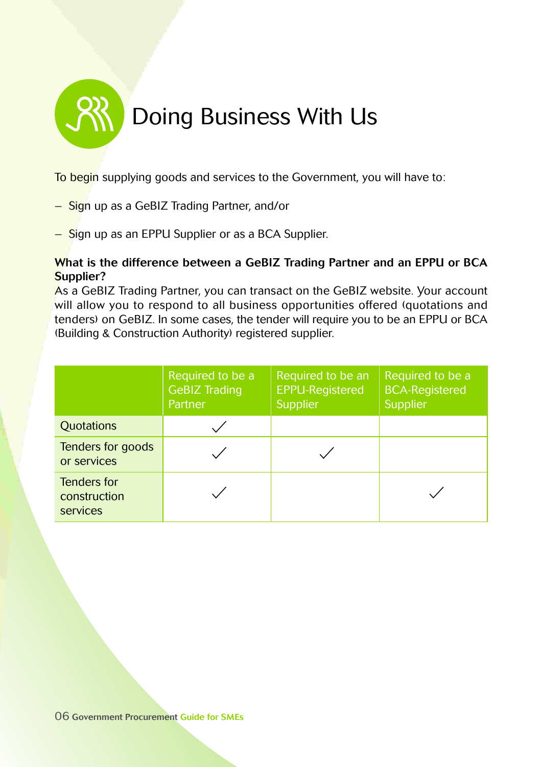# Doing Business With Us

To begin supplying goods and services to the Government, you will have to:

- Sign up as a GeBIZ Trading Partner, and/or
- Sign up as an EPPU Supplier or as a BCA Supplier.

**What is the difference between a GeBIZ Trading Partner and an EPPU or BCA Supplier?**

As a GeBIZ Trading Partner, you can transact on the GeBIZ website. Your account will allow you to respond to all business opportunities offered (quotations and tenders) on GeBIZ. In some cases, the tender will require you to be an EPPU or BCA (Building & Construction Authority) registered supplier.

| | Required to be a GeBIZ Trading Partner | Required to be an EPPU-Registered Supplier | Required to be a BCA-Registered Supplier |
|---|---|---|---|
| Quotations | ✓ | | |
| Tenders for goods or services | ✓ | ✓ | |
| Tenders for construction services | ✓ | | ✓ |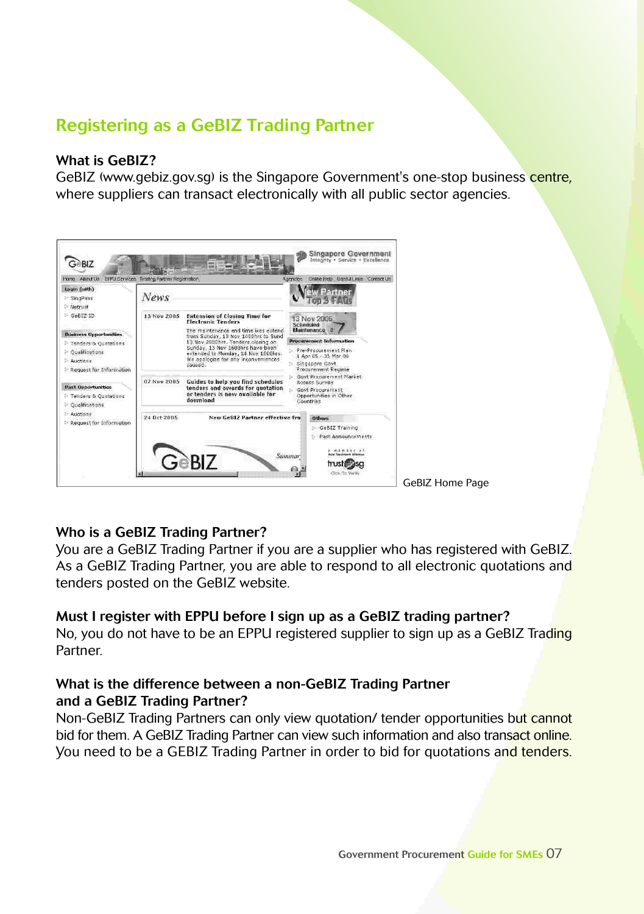## Registering as a GeBIZ Trading Partner

### What is GeBIZ?

GeBIZ (www.gebiz.gov.sg) is the Singapore Government's one-stop business centre, where suppliers can transact electronically with all public sector agencies.

GeBIZ Home Page

### Who is a GeBIZ Trading Partner?

You are a GeBIZ Trading Partner if you are a supplier who has registered with GeBIZ. As a GeBIZ Trading Partner, you are able to respond to all electronic quotations and tenders posted on the GeBIZ website.

### Must I register with EPPU before I sign up as a GeBIZ trading partner?

No, you do not have to be an EPPU registered supplier to sign up as a GeBIZ Trading Partner.

### What is the difference between a non-GeBIZ Trading Partner and a GeBIZ Trading Partner?

Non-GeBIZ Trading Partners can only view quotation/ tender opportunities but cannot bid for them. A GeBIZ Trading Partner can view such information and also transact online. You need to be a GEBIZ Trading Partner in order to bid for quotations and tenders.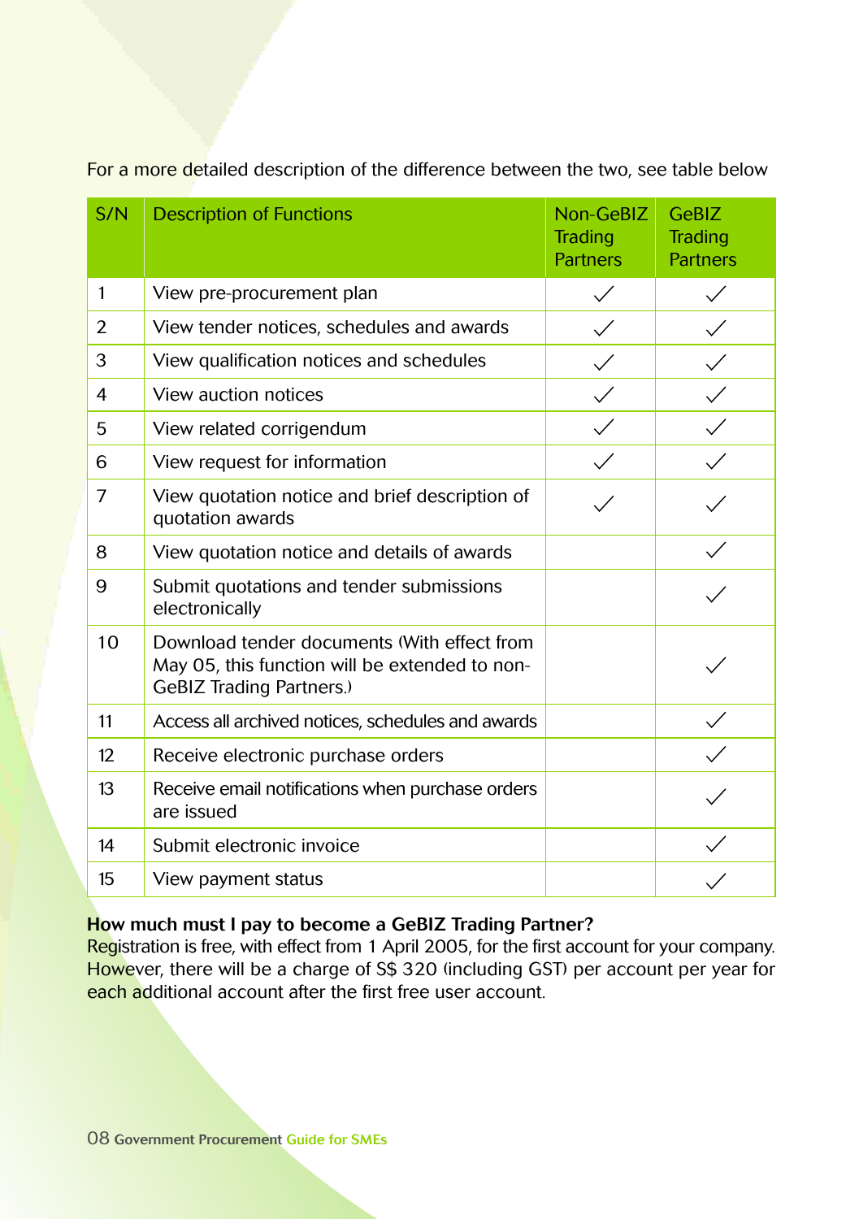For a more detailed description of the difference between the two, see table below

| S/N | Description of Functions | Non-GeBIZ Trading Partners | GeBIZ Trading Partners |
|---|---|---|---|
| 1 | View pre-procurement plan | ✓ | ✓ |
| 2 | View tender notices, schedules and awards | ✓ | ✓ |
| 3 | View qualification notices and schedules | ✓ | ✓ |
| 4 | View auction notices | ✓ | ✓ |
| 5 | View related corrigendum | ✓ | ✓ |
| 6 | View request for information | ✓ | ✓ |
| 7 | View quotation notice and brief description of quotation awards | ✓ | ✓ |
| 8 | View quotation notice and details of awards | | ✓ |
| 9 | Submit quotations and tender submissions electronically | | ✓ |
| 10 | Download tender documents (With effect from May 05, this function will be extended to non-GeBIZ Trading Partners.) | | ✓ |
| 11 | Access all archived notices, schedules and awards | | ✓ |
| 12 | Receive electronic purchase orders | | ✓ |
| 13 | Receive email notifications when purchase orders are issued | | ✓ |
| 14 | Submit electronic invoice | | ✓ |
| 15 | View payment status | | ✓ |

**How much must I pay to become a GeBIZ Trading Partner?**

Registration is free, with effect from 1 April 2005, for the first account for your company. However, there will be a charge of S$ 320 (including GST) per account per year for each additional account after the first free user account.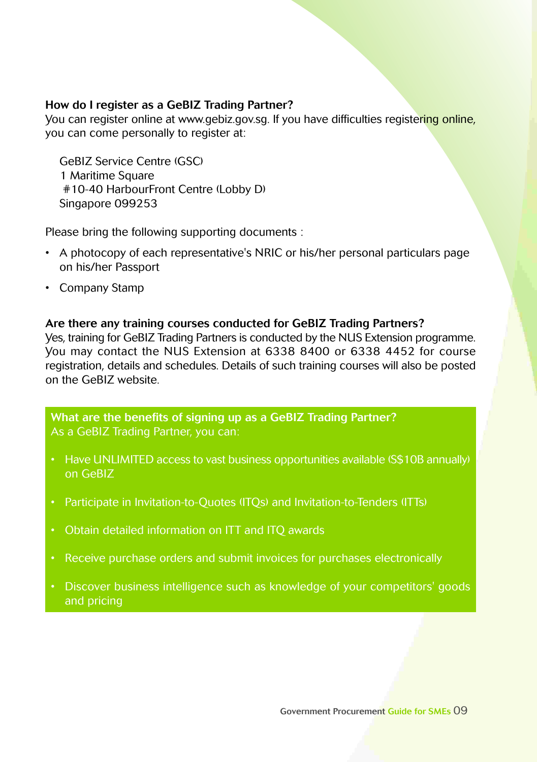### How do I register as a GeBIZ Trading Partner?

You can register online at www.gebiz.gov.sg. If you have difficulties registering online, you can come personally to register at:

GeBIZ Service Centre (GSC)  
1 Maritime Square  
#10-40 HarbourFront Centre (Lobby D)  
Singapore 099253

Please bring the following supporting documents :

- A photocopy of each representative's NRIC or his/her personal particulars page on his/her Passport
- Company Stamp

### Are there any training courses conducted for GeBIZ Trading Partners?

Yes, training for GeBIZ Trading Partners is conducted by the NUS Extension programme. You may contact the NUS Extension at 6338 8400 or 6338 4452 for course registration, details and schedules. Details of such training courses will also be posted on the GeBIZ website.

### What are the benefits of signing up as a GeBIZ Trading Partner?

As a GeBIZ Trading Partner, you can:

- Have UNLIMITED access to vast business opportunities available (S$10B annually) on GeBIZ
- Participate in Invitation-to-Quotes (ITQs) and Invitation-to-Tenders (ITTs)
- Obtain detailed information on ITT and ITQ awards
- Receive purchase orders and submit invoices for purchases electronically
- Discover business intelligence such as knowledge of your competitors' goods and pricing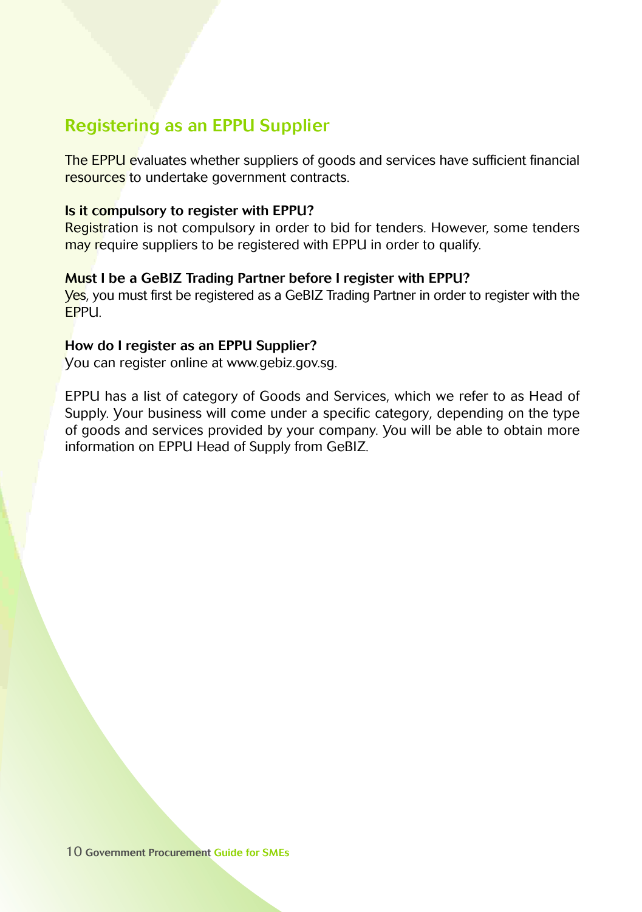## Registering as an EPPU Supplier

The EPPU evaluates whether suppliers of goods and services have sufficient financial resources to undertake government contracts.

**Is it compulsory to register with EPPU?**
Registration is not compulsory in order to bid for tenders. However, some tenders may require suppliers to be registered with EPPU in order to qualify.

**Must I be a GeBIZ Trading Partner before I register with EPPU?**
Yes, you must first be registered as a GeBIZ Trading Partner in order to register with the EPPU.

**How do I register as an EPPU Supplier?**
You can register online at www.gebiz.gov.sg.

EPPU has a list of category of Goods and Services, which we refer to as Head of Supply. Your business will come under a specific category, depending on the type of goods and services provided by your company. You will be able to obtain more information on EPPU Head of Supply from GeBIZ.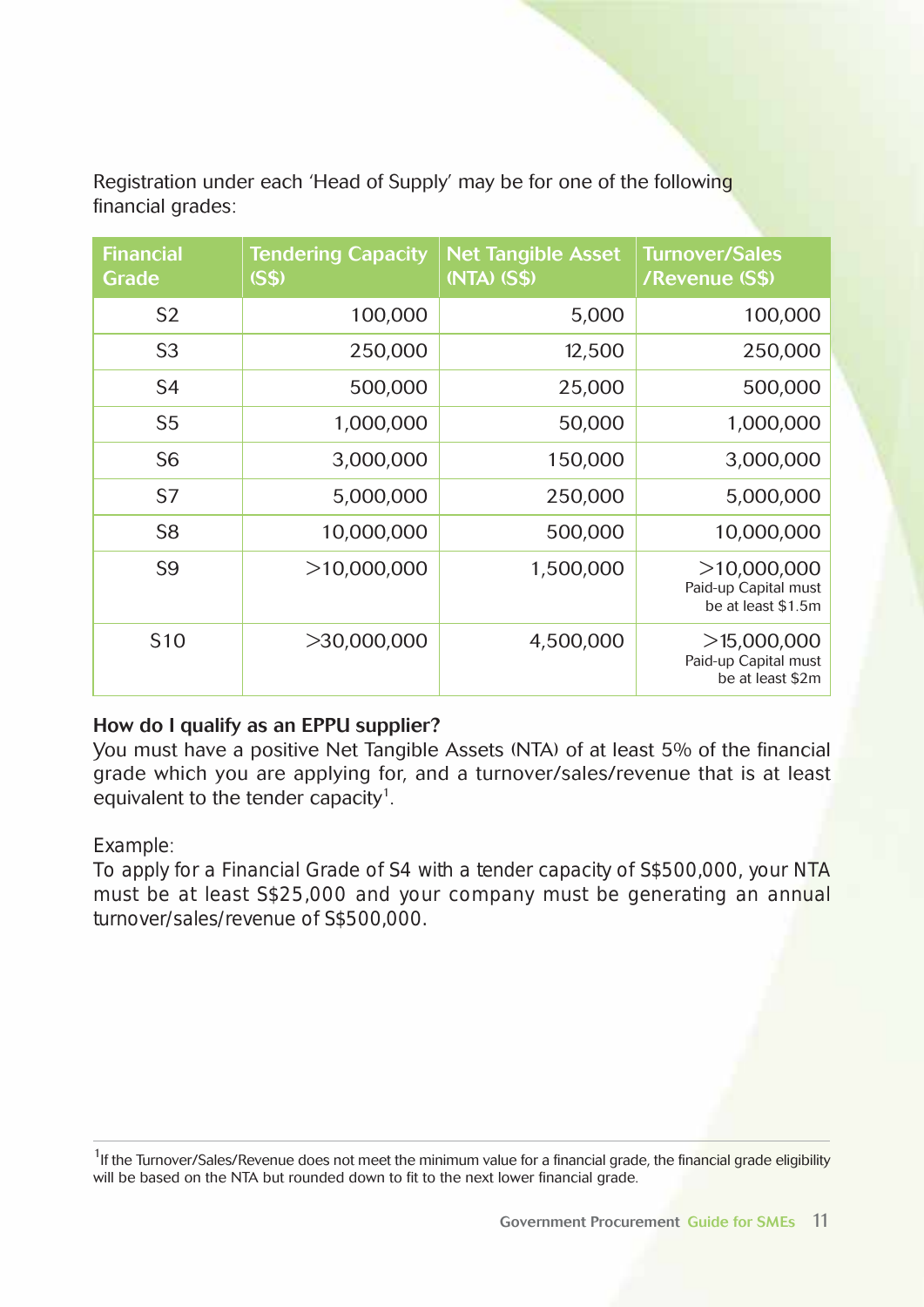Registration under each 'Head of Supply' may be for one of the following financial grades:

| Financial Grade | Tendering Capacity (S$) | Net Tangible Asset (NTA) (S$) | Turnover/Sales /Revenue (S$) |
|---|---|---|---|
| S2 | 100,000 | 5,000 | 100,000 |
| S3 | 250,000 | 12,500 | 250,000 |
| S4 | 500,000 | 25,000 | 500,000 |
| S5 | 1,000,000 | 50,000 | 1,000,000 |
| S6 | 3,000,000 | 150,000 | 3,000,000 |
| S7 | 5,000,000 | 250,000 | 5,000,000 |
| S8 | 10,000,000 | 500,000 | 10,000,000 |
| S9 | >10,000,000 | 1,500,000 | >10,000,000 Paid-up Capital must be at least $1.5m |
| S10 | >30,000,000 | 4,500,000 | >15,000,000 Paid-up Capital must be at least $2m |

**How do I qualify as an EPPU supplier?**

You must have a positive Net Tangible Assets (NTA) of at least 5% of the financial grade which you are applying for, and a turnover/sales/revenue that is at least equivalent to the tender capacity[1].

Example:

To apply for a Financial Grade of S4 with a tender capacity of S$500,000, your NTA must be at least S$25,000 and your company must be generating an annual turnover/sales/revenue of S$500,000.

[1] If the Turnover/Sales/Revenue does not meet the minimum value for a financial grade, the financial grade eligibility will be based on the NTA but rounded down to fit to the next lower financial grade.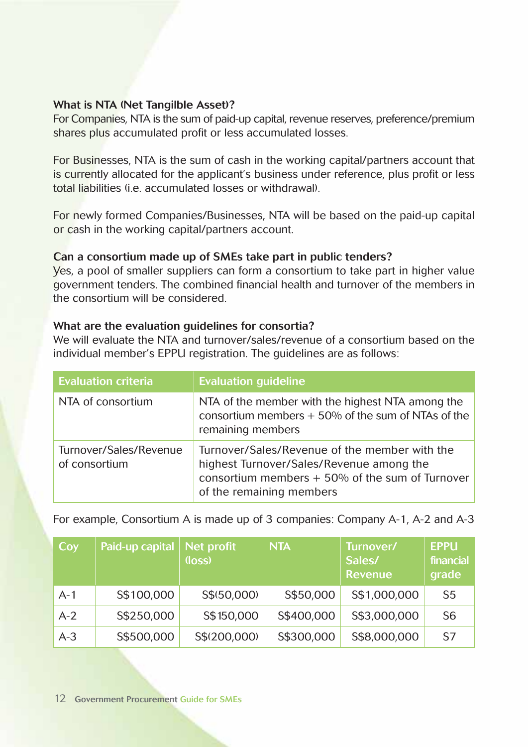### What is NTA (Net Tangilble Asset)?

For Companies, NTA is the sum of paid-up capital, revenue reserves, preference/premium shares plus accumulated profit or less accumulated losses.

For Businesses, NTA is the sum of cash in the working capital/partners account that is currently allocated for the applicant's business under reference, plus profit or less total liabilities (i.e. accumulated losses or withdrawal).

For newly formed Companies/Businesses, NTA will be based on the paid-up capital or cash in the working capital/partners account.

### Can a consortium made up of SMEs take part in public tenders?

Yes, a pool of smaller suppliers can form a consortium to take part in higher value government tenders. The combined financial health and turnover of the members in the consortium will be considered.

### What are the evaluation guidelines for consortia?

We will evaluate the NTA and turnover/sales/revenue of a consortium based on the individual member's EPPU registration. The guidelines are as follows:

| Evaluation criteria | Evaluation guideline |
|---|---|
| NTA of consortium | NTA of the member with the highest NTA among the consortium members + 50% of the sum of NTAs of the remaining members |
| Turnover/Sales/Revenue of consortium | Turnover/Sales/Revenue of the member with the highest Turnover/Sales/Revenue among the consortium members + 50% of the sum of Turnover of the remaining members |

For example, Consortium A is made up of 3 companies: Company A-1, A-2 and A-3

| Coy | Paid-up capital | Net profit (loss) | NTA | Turnover/ Sales/ Revenue | EPPU financial grade |
|---|---|---|---|---|---|
| A-1 | S$100,000 | S$(50,000) | S$50,000 | S$1,000,000 | S5 |
| A-2 | S$250,000 | S$150,000 | S$400,000 | S$3,000,000 | S6 |
| A-3 | S$500,000 | S$(200,000) | S$300,000 | S$8,000,000 | S7 |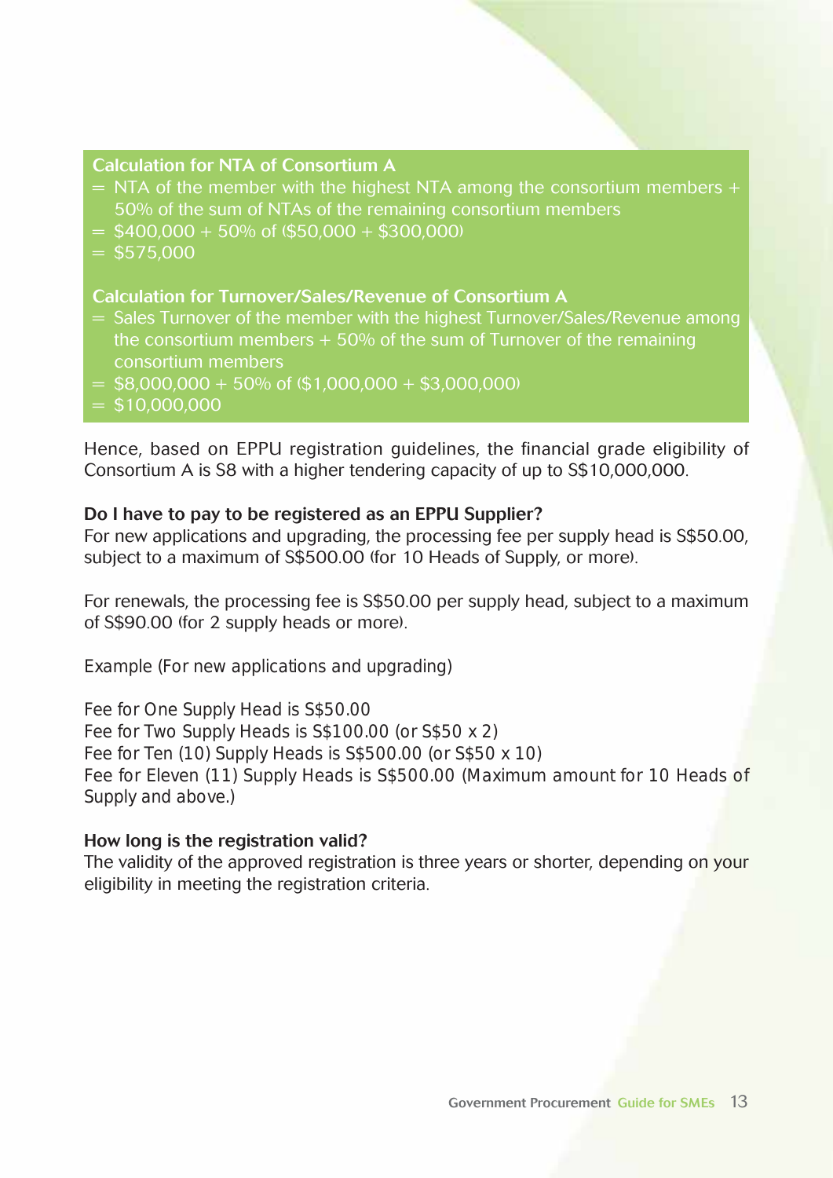**Calculation for NTA of Consortium A**

= NTA of the member with the highest NTA among the consortium members + 50% of the sum of NTAs of the remaining consortium members

= $400,000 + 50% of ($50,000 + $300,000)

= $575,000

**Calculation for Turnover/Sales/Revenue of Consortium A**

= Sales Turnover of the member with the highest Turnover/Sales/Revenue among the consortium members + 50% of the sum of Turnover of the remaining consortium members

= $8,000,000 + 50% of ($1,000,000 + $3,000,000)

= $10,000,000

Hence, based on EPPU registration guidelines, the financial grade eligibility of Consortium A is S8 with a higher tendering capacity of up to S$10,000,000.

**Do I have to pay to be registered as an EPPU Supplier?**

For new applications and upgrading, the processing fee per supply head is S$50.00, subject to a maximum of S$500.00 (for 10 Heads of Supply, or more).

For renewals, the processing fee is S$50.00 per supply head, subject to a maximum of S$90.00 (for 2 supply heads or more).

Example (For new applications and upgrading)

Fee for One Supply Head is S$50.00
Fee for Two Supply Heads is S$100.00 (or S$50 x 2)
Fee for Ten (10) Supply Heads is S$500.00 (or S$50 x 10)
Fee for Eleven (11) Supply Heads is S$500.00 (Maximum amount for 10 Heads of Supply and above.)

**How long is the registration valid?**

The validity of the approved registration is three years or shorter, depending on your eligibility in meeting the registration criteria.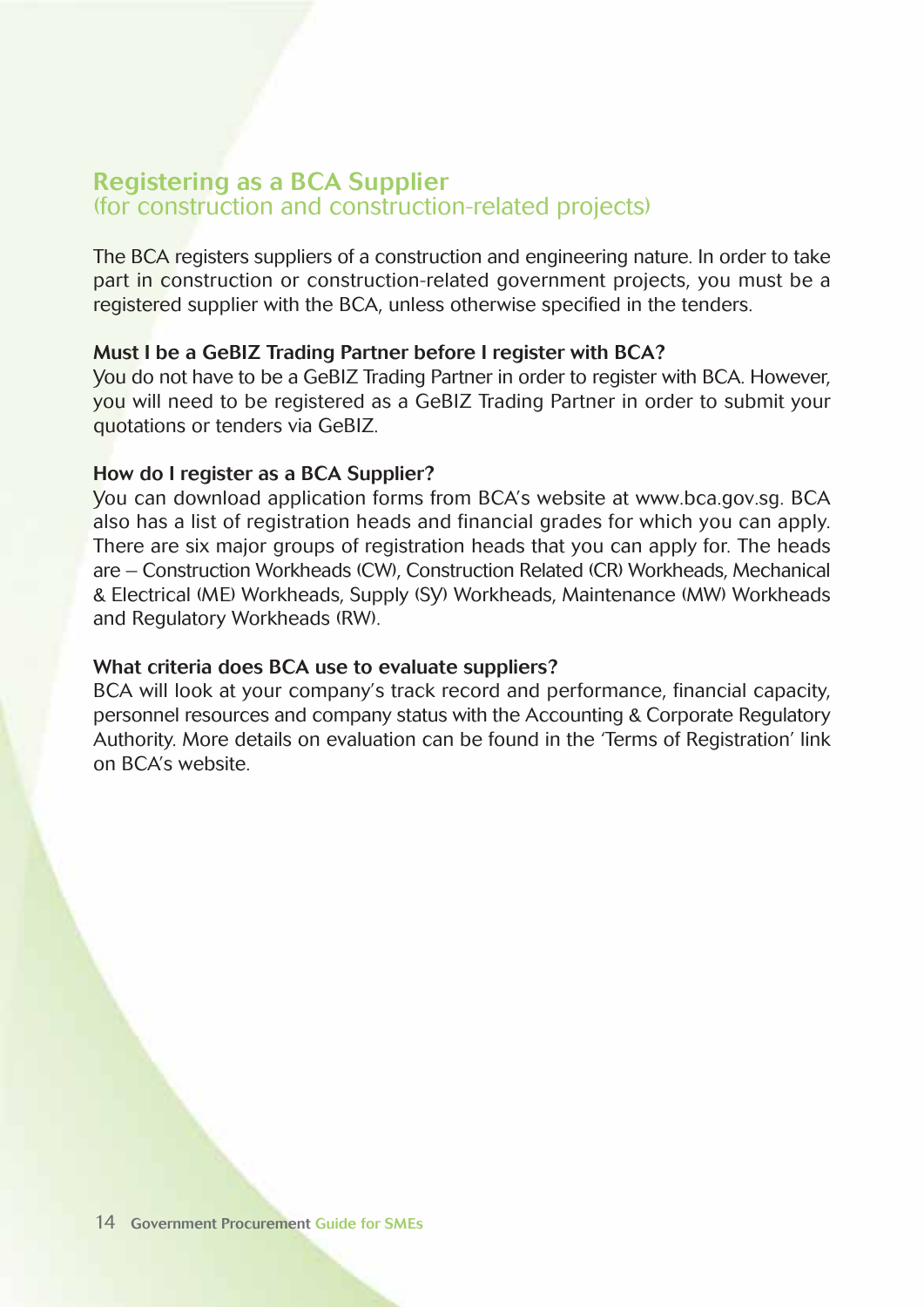## Registering as a BCA Supplier
(for construction and construction-related projects)

The BCA registers suppliers of a construction and engineering nature. In order to take part in construction or construction-related government projects, you must be a registered supplier with the BCA, unless otherwise specified in the tenders.

**Must I be a GeBIZ Trading Partner before I register with BCA?**
You do not have to be a GeBIZ Trading Partner in order to register with BCA. However, you will need to be registered as a GeBIZ Trading Partner in order to submit your quotations or tenders via GeBIZ.

**How do I register as a BCA Supplier?**
You can download application forms from BCA's website at www.bca.gov.sg. BCA also has a list of registration heads and financial grades for which you can apply. There are six major groups of registration heads that you can apply for. The heads are – Construction Workheads (CW), Construction Related (CR) Workheads, Mechanical & Electrical (ME) Workheads, Supply (SY) Workheads, Maintenance (MW) Workheads and Regulatory Workheads (RW).

**What criteria does BCA use to evaluate suppliers?**
BCA will look at your company's track record and performance, financial capacity, personnel resources and company status with the Accounting & Corporate Regulatory Authority. More details on evaluation can be found in the 'Terms of Registration' link on BCA's website.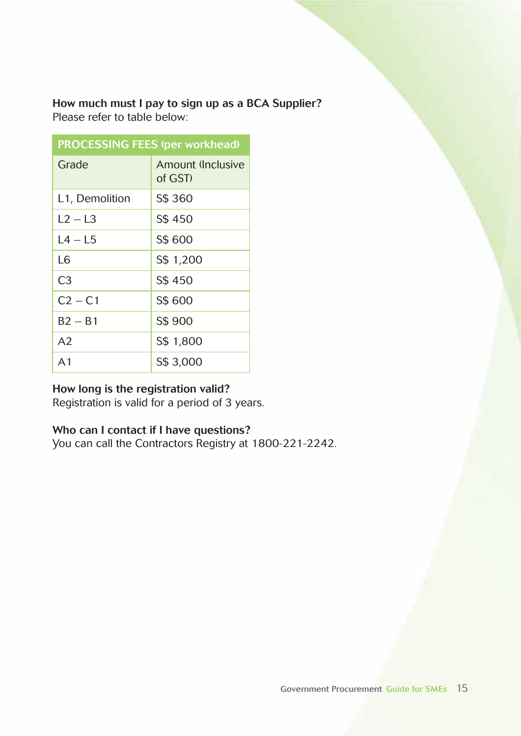**How much must I pay to sign up as a BCA Supplier?**
Please refer to table below:

| PROCESSING FEES (per workhead) | |
|---|---|
| Grade | Amount (Inclusive of GST) |
| L1, Demolition | S$ 360 |
| L2 – L3 | S$ 450 |
| L4 – L5 | S$ 600 |
| L6 | S$ 1,200 |
| C3 | S$ 450 |
| C2 – C1 | S$ 600 |
| B2 – B1 | S$ 900 |
| A2 | S$ 1,800 |
| A1 | S$ 3,000 |

**How long is the registration valid?**
Registration is valid for a period of 3 years.

**Who can I contact if I have questions?**
You can call the Contractors Registry at 1800-221-2242.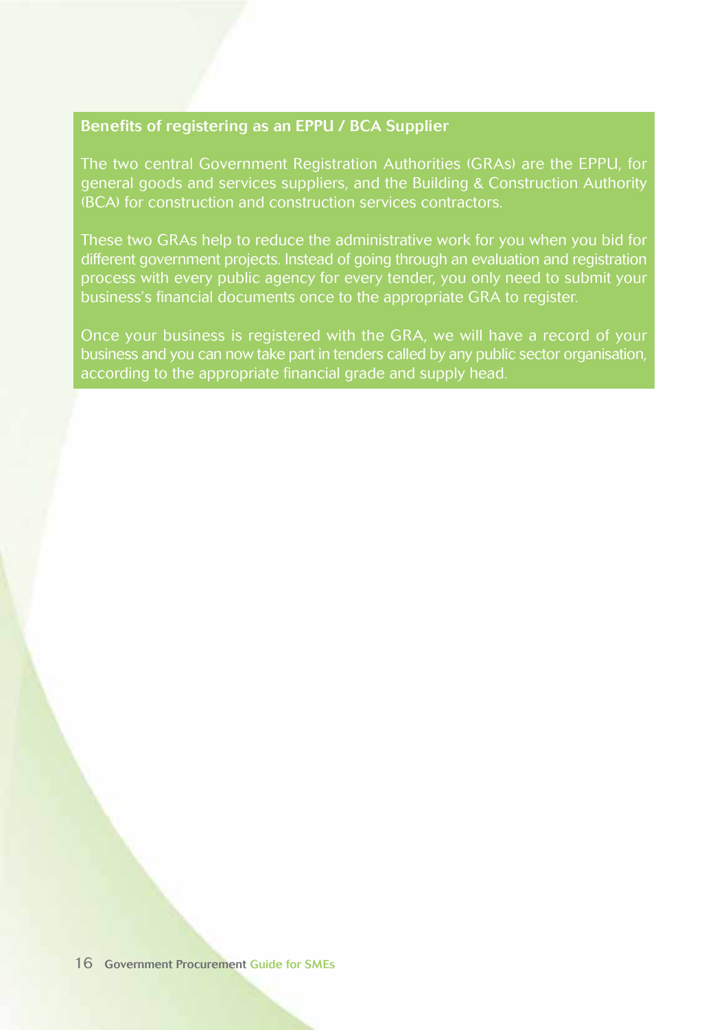### Benefits of registering as an EPPU / BCA Supplier

The two central Government Registration Authorities (GRAs) are the EPPU, for general goods and services suppliers, and the Building & Construction Authority (BCA) for construction and construction services contractors.

These two GRAs help to reduce the administrative work for you when you bid for different government projects. Instead of going through an evaluation and registration process with every public agency for every tender, you only need to submit your business's financial documents once to the appropriate GRA to register.

Once your business is registered with the GRA, we will have a record of your business and you can now take part in tenders called by any public sector organisation, according to the appropriate financial grade and supply head.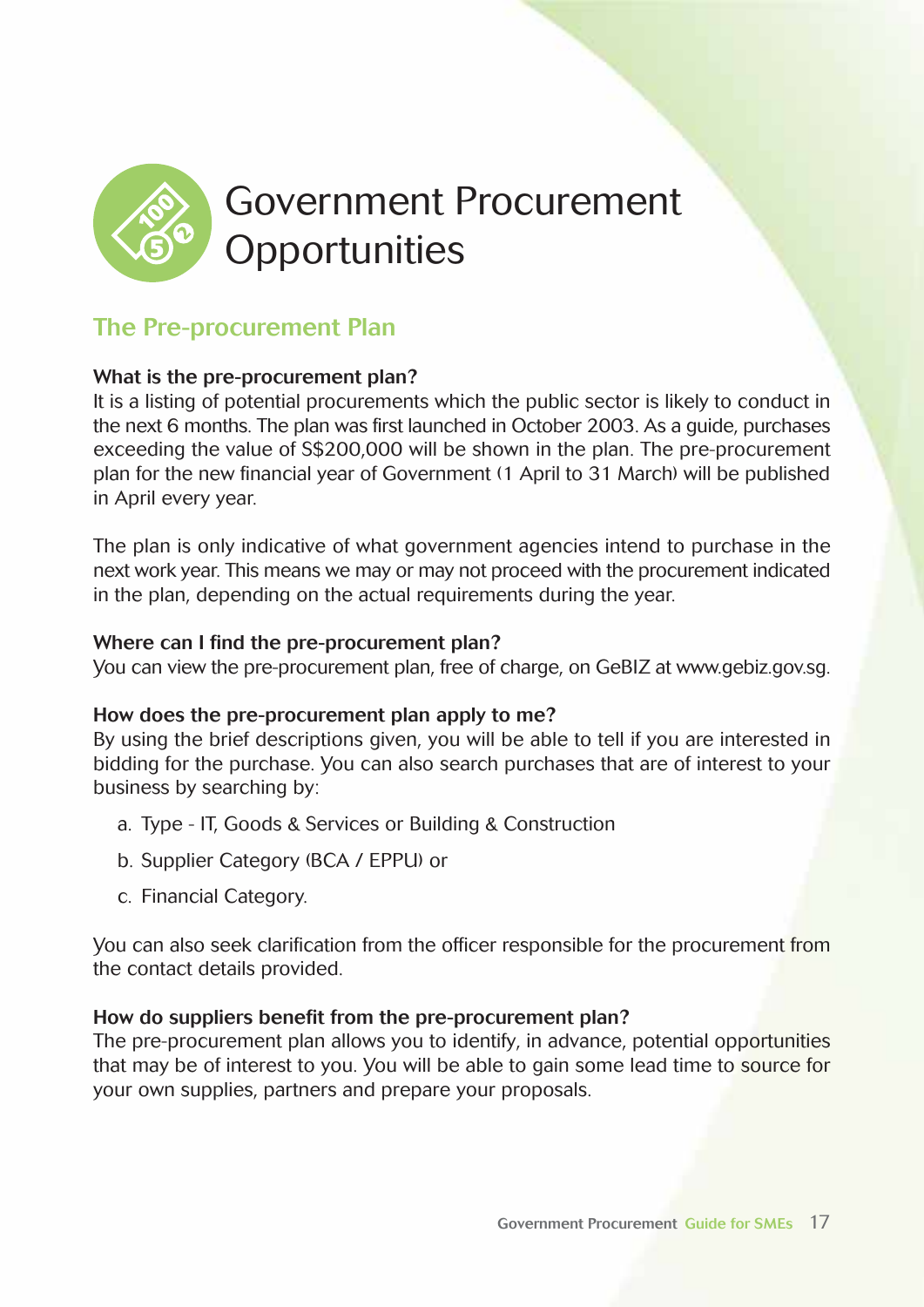# Government Procurement Opportunities

## The Pre-procurement Plan

**What is the pre-procurement plan?**
It is a listing of potential procurements which the public sector is likely to conduct in the next 6 months. The plan was first launched in October 2003. As a guide, purchases exceeding the value of S$200,000 will be shown in the plan. The pre-procurement plan for the new financial year of Government (1 April to 31 March) will be published in April every year.

The plan is only indicative of what government agencies intend to purchase in the next work year. This means we may or may not proceed with the procurement indicated in the plan, depending on the actual requirements during the year.

**Where can I find the pre-procurement plan?**
You can view the pre-procurement plan, free of charge, on GeBIZ at www.gebiz.gov.sg.

**How does the pre-procurement plan apply to me?**
By using the brief descriptions given, you will be able to tell if you are interested in bidding for the purchase. You can also search purchases that are of interest to your business by searching by:

a. Type - IT, Goods & Services or Building & Construction

b. Supplier Category (BCA / EPPU) or

c. Financial Category.

You can also seek clarification from the officer responsible for the procurement from the contact details provided.

**How do suppliers benefit from the pre-procurement plan?**
The pre-procurement plan allows you to identify, in advance, potential opportunities that may be of interest to you. You will be able to gain some lead time to source for your own supplies, partners and prepare your proposals.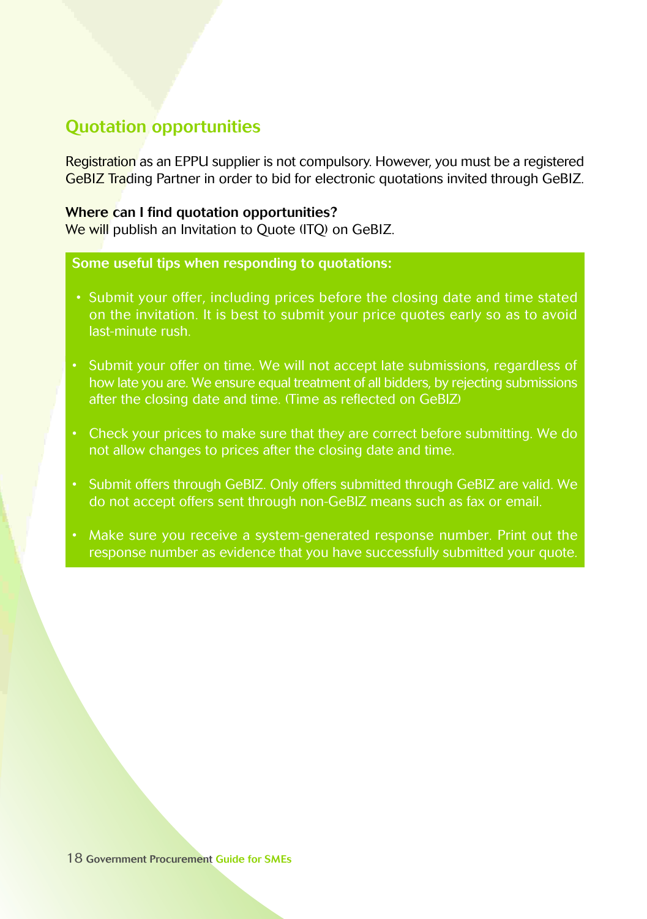## Quotation opportunities

Registration as an EPPU supplier is not compulsory. However, you must be a registered GeBIZ Trading Partner in order to bid for electronic quotations invited through GeBIZ.

**Where can I find quotation opportunities?**
We will publish an Invitation to Quote (ITQ) on GeBIZ.

**Some useful tips when responding to quotations:**

- Submit your offer, including prices before the closing date and time stated on the invitation. It is best to submit your price quotes early so as to avoid last-minute rush.
- Submit your offer on time. We will not accept late submissions, regardless of how late you are. We ensure equal treatment of all bidders, by rejecting submissions after the closing date and time. (Time as reflected on GeBIZ)
- Check your prices to make sure that they are correct before submitting. We do not allow changes to prices after the closing date and time.
- Submit offers through GeBIZ. Only offers submitted through GeBIZ are valid. We do not accept offers sent through non-GeBIZ means such as fax or email.
- Make sure you receive a system-generated response number. Print out the response number as evidence that you have successfully submitted your quote.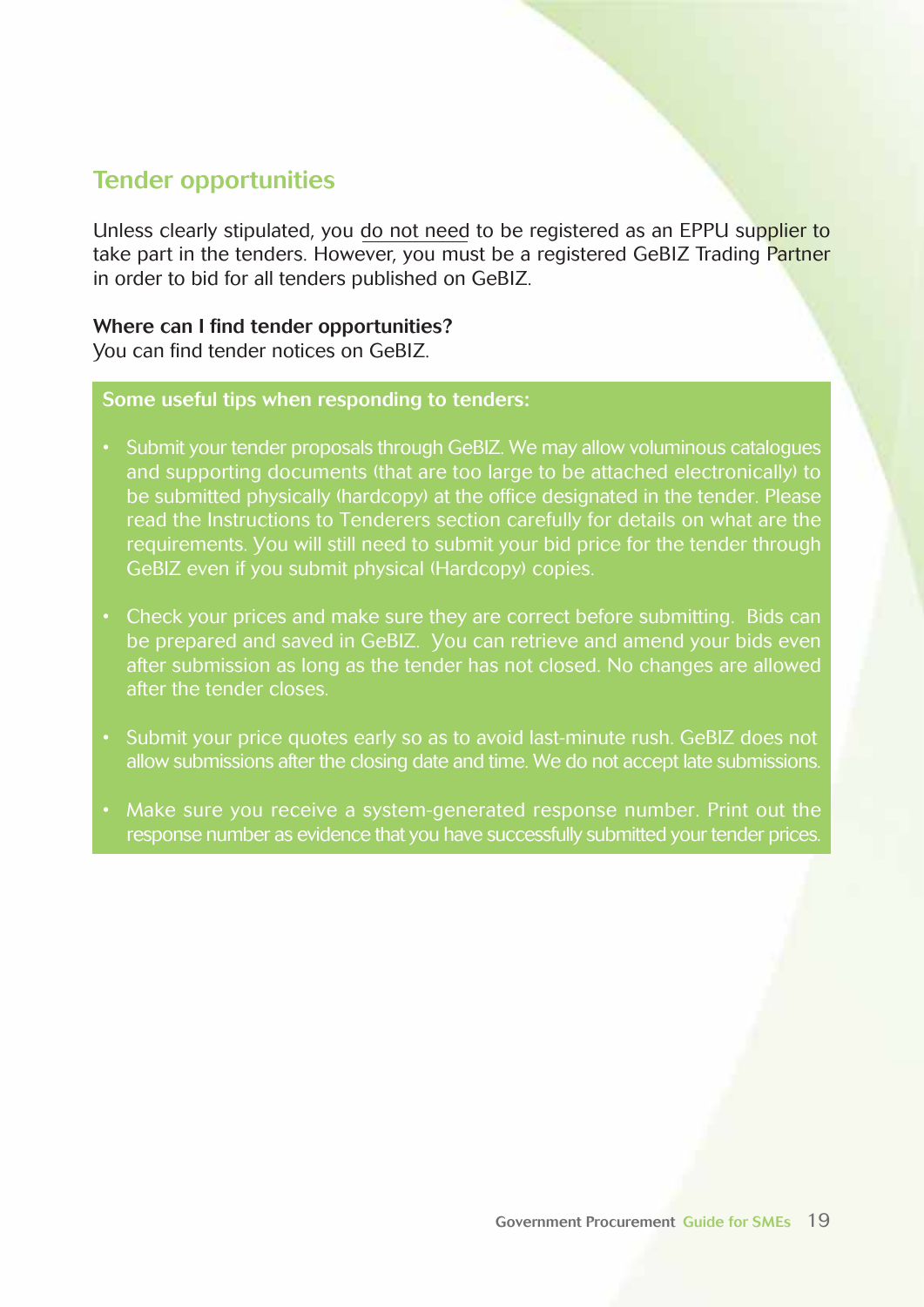## Tender opportunities

Unless clearly stipulated, you do not need to be registered as an EPPU supplier to take part in the tenders. However, you must be a registered GeBIZ Trading Partner in order to bid for all tenders published on GeBIZ.

**Where can I find tender opportunities?**
You can find tender notices on GeBIZ.

**Some useful tips when responding to tenders:**

- Submit your tender proposals through GeBIZ. We may allow voluminous catalogues and supporting documents (that are too large to be attached electronically) to be submitted physically (hardcopy) at the office designated in the tender. Please read the Instructions to Tenderers section carefully for details on what are the requirements. You will still need to submit your bid price for the tender through GeBIZ even if you submit physical (Hardcopy) copies.
- Check your prices and make sure they are correct before submitting. Bids can be prepared and saved in GeBIZ. You can retrieve and amend your bids even after submission as long as the tender has not closed. No changes are allowed after the tender closes.
- Submit your price quotes early so as to avoid last-minute rush. GeBIZ does not allow submissions after the closing date and time. We do not accept late submissions.
- Make sure you receive a system-generated response number. Print out the response number as evidence that you have successfully submitted your tender prices.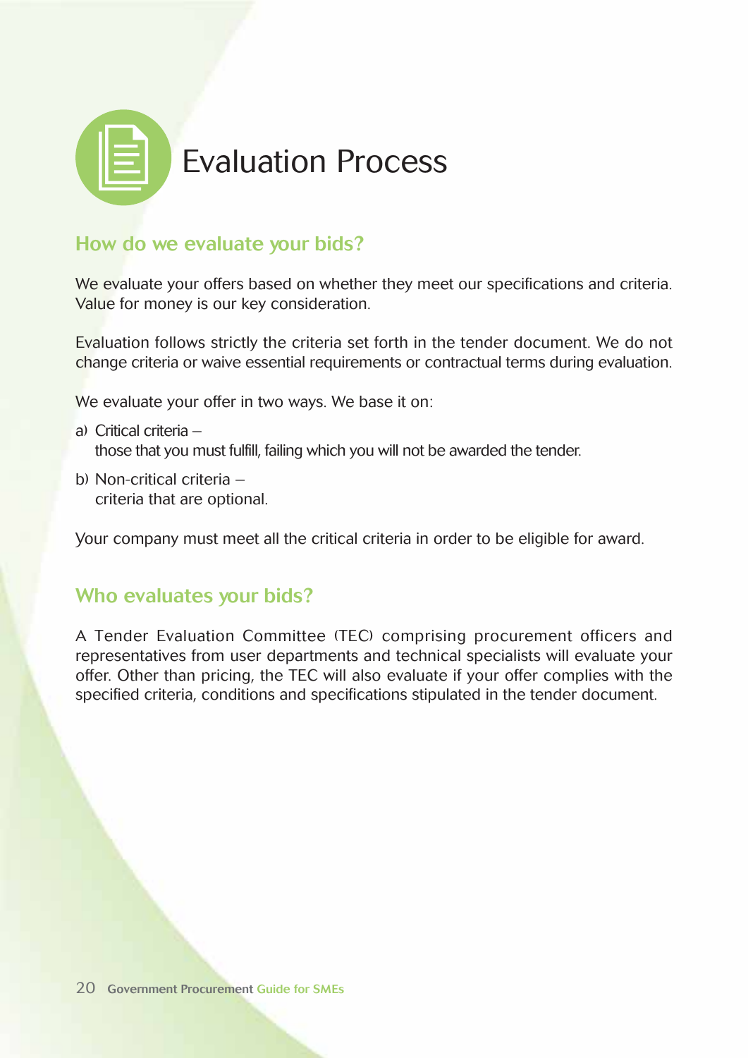# Evaluation Process

## How do we evaluate your bids?

We evaluate your offers based on whether they meet our specifications and criteria. Value for money is our key consideration.

Evaluation follows strictly the criteria set forth in the tender document. We do not change criteria or waive essential requirements or contractual terms during evaluation.

We evaluate your offer in two ways. We base it on:

a) Critical criteria –
   those that you must fulfill, failing which you will not be awarded the tender.

b) Non-critical criteria –
   criteria that are optional.

Your company must meet all the critical criteria in order to be eligible for award.

## Who evaluates your bids?

A Tender Evaluation Committee (TEC) comprising procurement officers and representatives from user departments and technical specialists will evaluate your offer. Other than pricing, the TEC will also evaluate if your offer complies with the specified criteria, conditions and specifications stipulated in the tender document.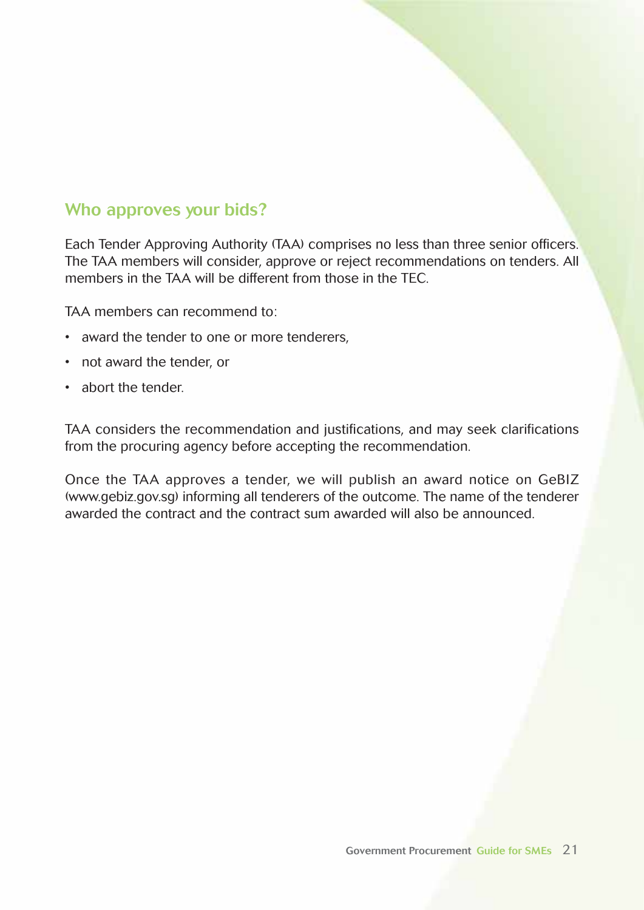## Who approves your bids?

Each Tender Approving Authority (TAA) comprises no less than three senior officers. The TAA members will consider, approve or reject recommendations on tenders. All members in the TAA will be different from those in the TEC.

TAA members can recommend to:

- award the tender to one or more tenderers,
- not award the tender, or
- abort the tender.

TAA considers the recommendation and justifications, and may seek clarifications from the procuring agency before accepting the recommendation.

Once the TAA approves a tender, we will publish an award notice on GeBIZ (www.gebiz.gov.sg) informing all tenderers of the outcome. The name of the tenderer awarded the contract and the contract sum awarded will also be announced.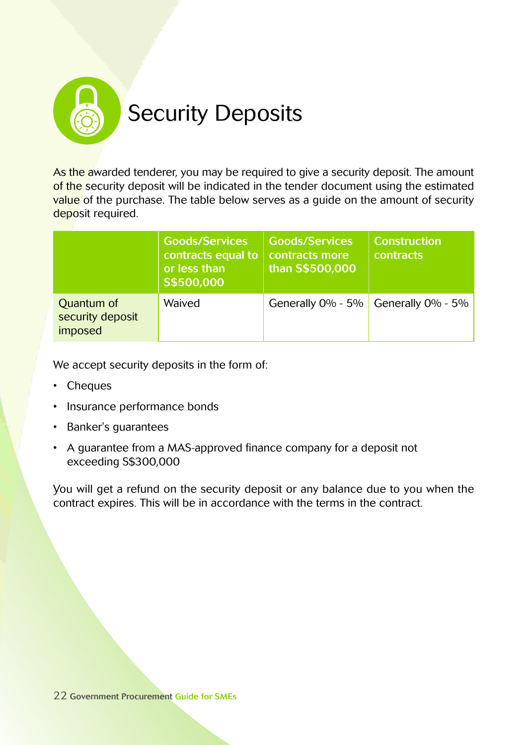# Security Deposits

As the awarded tenderer, you may be required to give a security deposit. The amount of the security deposit will be indicated in the tender document using the estimated value of the purchase. The table below serves as a guide on the amount of security deposit required.

| | Goods/Services contracts equal to or less than S$500,000 | Goods/Services contracts more than S$500,000 | Construction contracts |
|---|---|---|---|
| Quantum of security deposit imposed | Waived | Generally 0% - 5% | Generally 0% - 5% |

We accept security deposits in the form of:

- Cheques
- Insurance performance bonds
- Banker's guarantees
- A guarantee from a MAS-approved finance company for a deposit not exceeding S$300,000

You will get a refund on the security deposit or any balance due to you when the contract expires. This will be in accordance with the terms in the contract.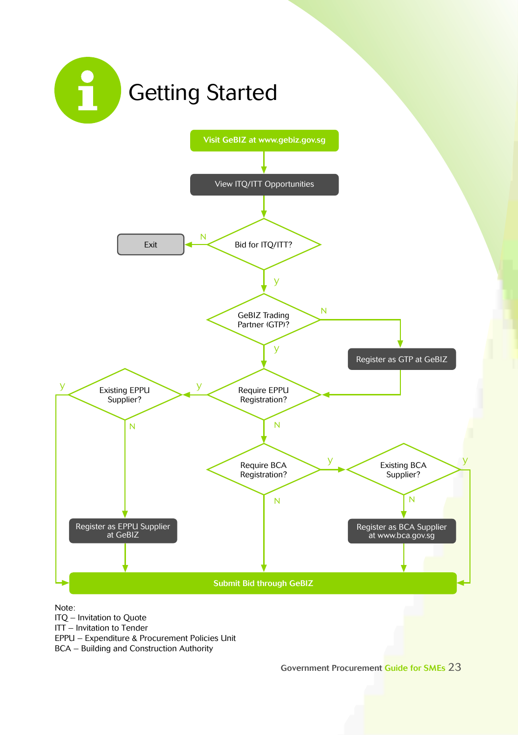# Getting Started

Visit GeBIZ at www.gebiz.gov.sg

View ITQ/ITT Opportunities

Bid for ITQ/ITT?

- N → Exit
- y → GeBIZ Trading Partner (GTP)?

GeBIZ Trading Partner (GTP)?

- N → Register as GTP at GeBIZ → Require EPPU Registration?
- y → Require EPPU Registration?

Require EPPU Registration?

- y → Existing EPPU Supplier?
- N → Require BCA Registration?

Existing EPPU Supplier?

- y → Submit Bid through GeBIZ
- N → Register as EPPU Supplier at GeBIZ → Submit Bid through GeBIZ

Require BCA Registration?

- y → Existing BCA Supplier?
- N → Submit Bid through GeBIZ

Existing BCA Supplier?

- y → Submit Bid through GeBIZ
- N → Register as BCA Supplier at www.bca.gov.sg → Submit Bid through GeBIZ

Note:
ITQ – Invitation to Quote
ITT – Invitation to Tender
EPPU – Expenditure & Procurement Policies Unit
BCA – Building and Construction Authority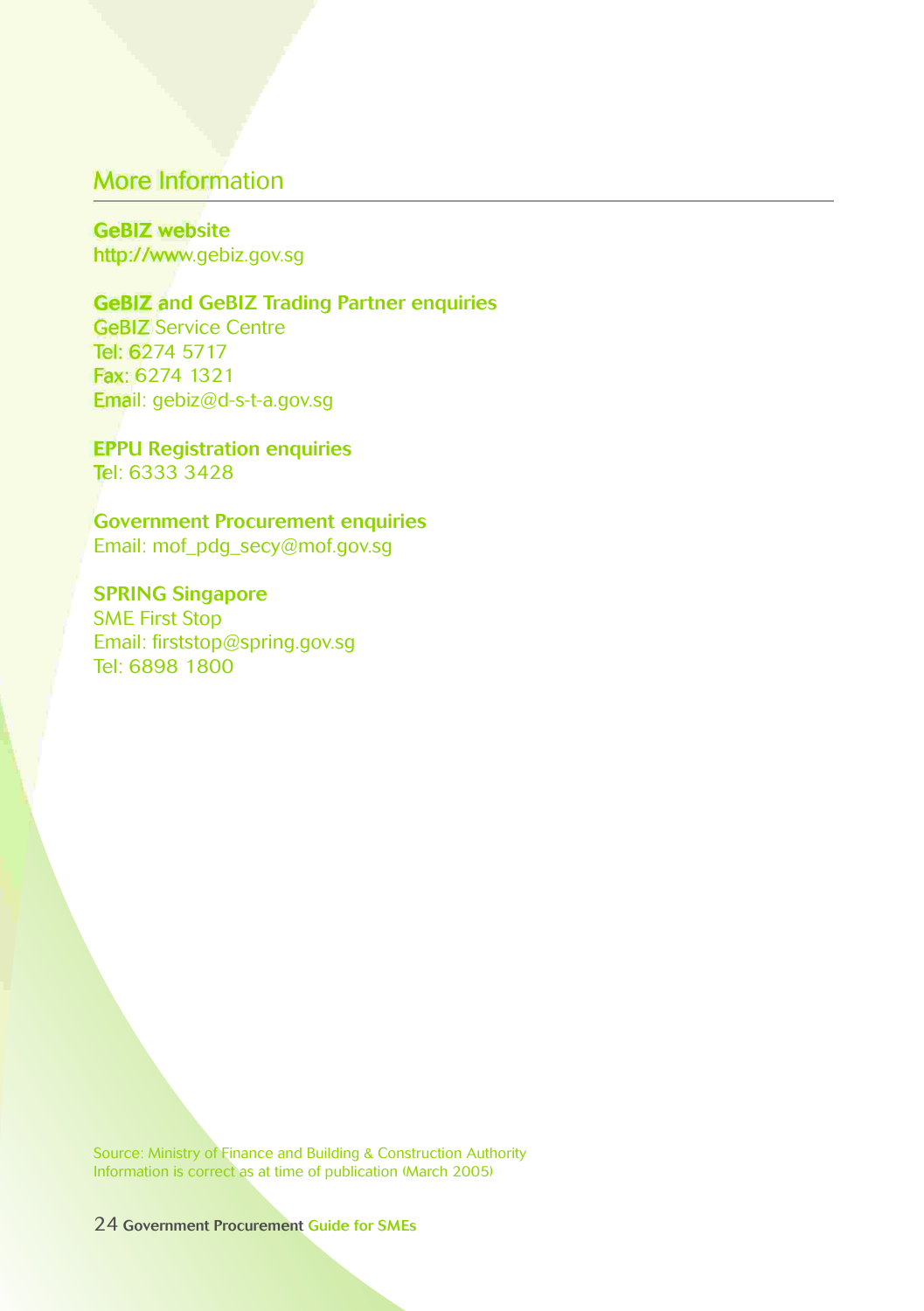## More Information

**GeBIZ website**
http://www.gebiz.gov.sg

**GeBIZ and GeBIZ Trading Partner enquiries**
GeBIZ Service Centre
Tel: 6274 5717
Fax: 6274 1321
Email: gebiz@d-s-t-a.gov.sg

**EPPU Registration enquiries**
Tel: 6333 3428

**Government Procurement enquiries**
Email: mof_pdg_secy@mof.gov.sg

**SPRING Singapore**
SME First Stop
Email: firststop@spring.gov.sg
Tel: 6898 1800

Source: Ministry of Finance and Building & Construction Authority
Information is correct as at time of publication (March 2005)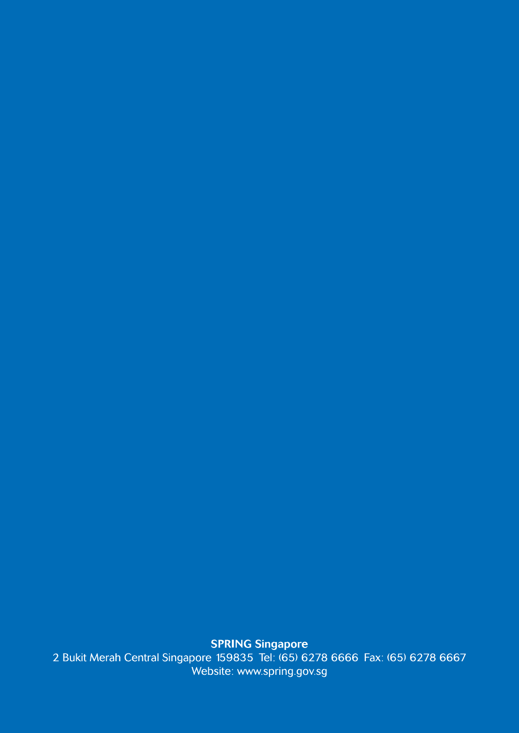**SPRING Singapore**

2 Bukit Merah Central Singapore 159835 Tel: (65) 6278 6666 Fax: (65) 6278 6667

Website: www.spring.gov.sg